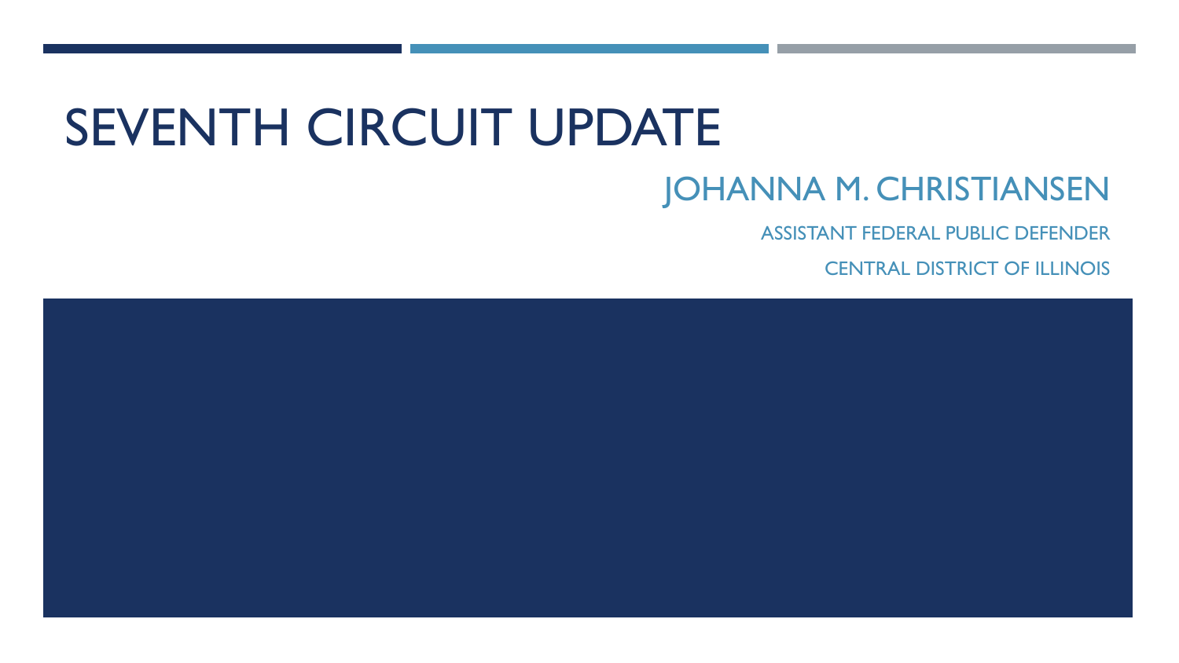# SEVENTH CIRCUIT UPDATE

## JOHANNA M. CHRISTIANSEN

ASSISTANT FEDERAL PUBLIC DEFENDER

CENTRAL DISTRICT OF ILLINOIS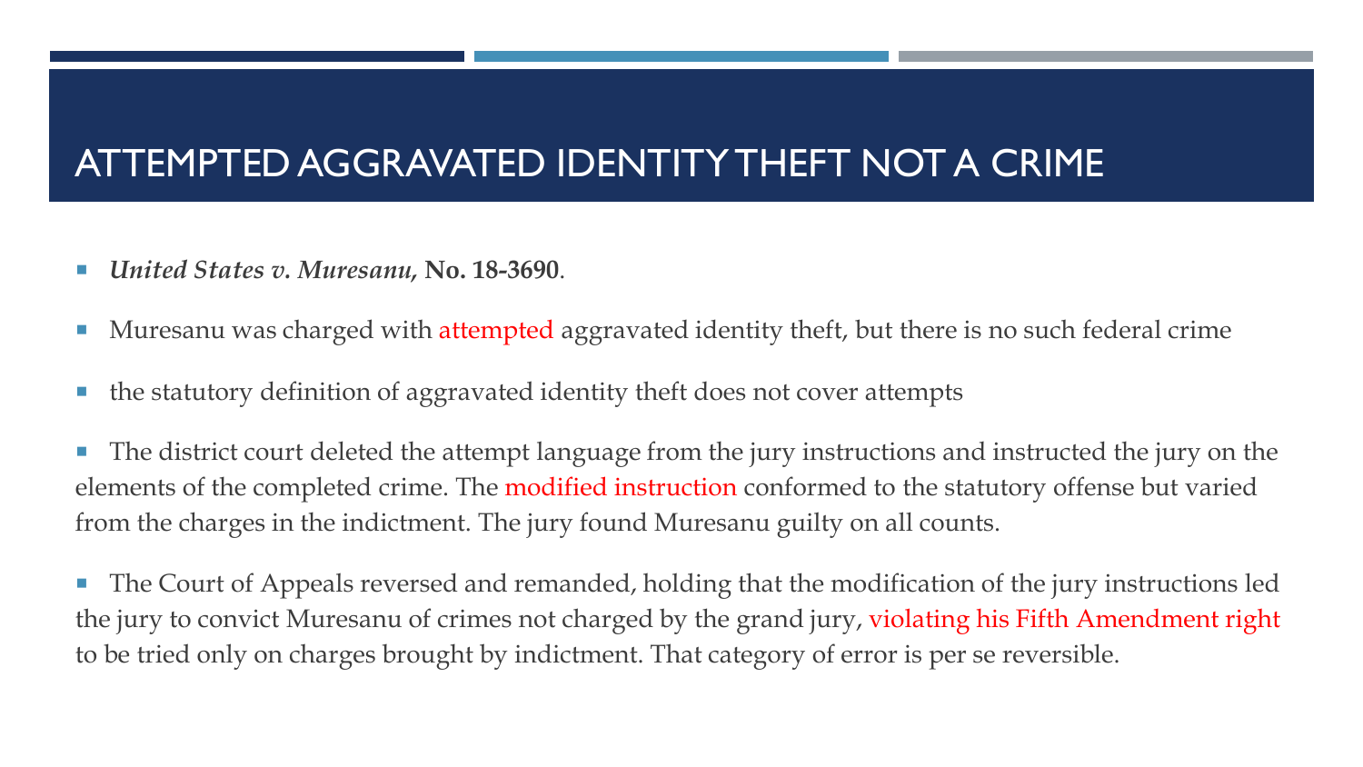# ATTEMPTED AGGRAVATED IDENTITY THEFT NOT A CRIME

- ***United States v. Muresanu,* No. 18-3690**.
- Muresanu was charged with attempted aggravated identity theft, but there is no such federal crime
- the statutory definition of aggravated identity theft does not cover attempts
- The district court deleted the attempt language from the jury instructions and instructed the jury on the elements of the completed crime. The modified instruction conformed to the statutory offense but varied from the charges in the indictment. The jury found Muresanu guilty on all counts.
- The Court of Appeals reversed and remanded, holding that the modification of the jury instructions led the jury to convict Muresanu of crimes not charged by the grand jury, violating his Fifth Amendment right to be tried only on charges brought by indictment. That category of error is per se reversible.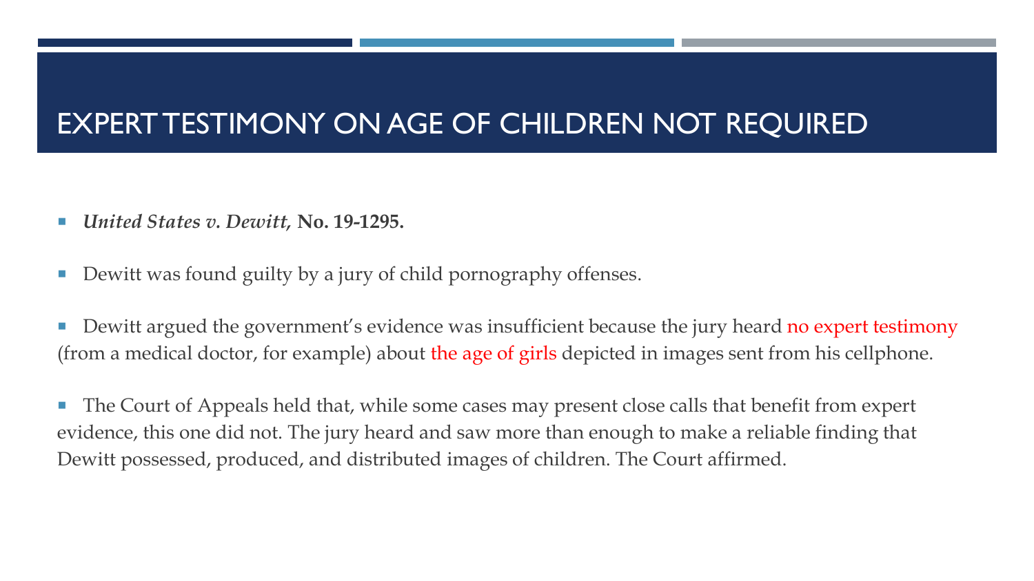# EXPERT TESTIMONY ON AGE OF CHILDREN NOT REQUIRED

- ***United States v. Dewitt,*** **No. 19-1295.**

- Dewitt was found guilty by a jury of child pornography offenses.

- Dewitt argued the government's evidence was insufficient because the jury heard no expert testimony (from a medical doctor, for example) about the age of girls depicted in images sent from his cellphone.

- The Court of Appeals held that, while some cases may present close calls that benefit from expert evidence, this one did not. The jury heard and saw more than enough to make a reliable finding that Dewitt possessed, produced, and distributed images of children. The Court affirmed.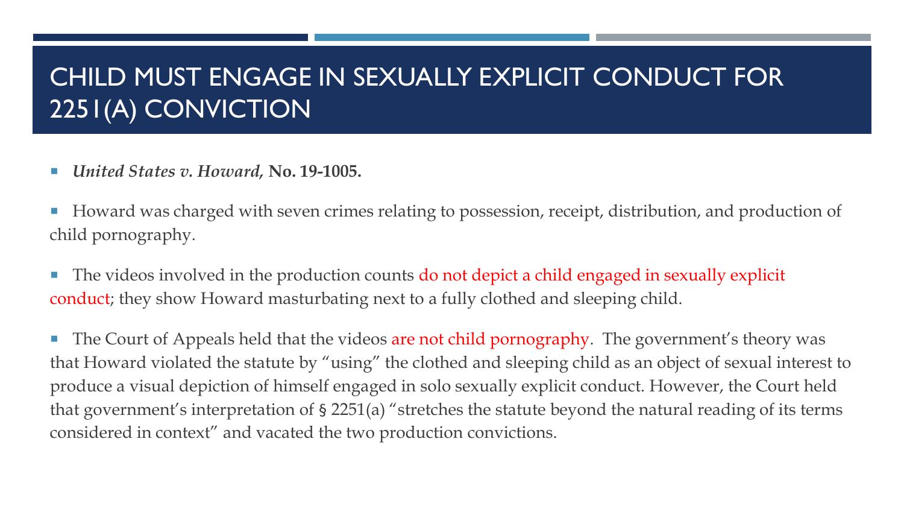# CHILD MUST ENGAGE IN SEXUALLY EXPLICIT CONDUCT FOR 2251(A) CONVICTION

- ***United States v. Howard,* No. 19-1005.**

- Howard was charged with seven crimes relating to possession, receipt, distribution, and production of child pornography.

- The videos involved in the production counts do not depict a child engaged in sexually explicit conduct; they show Howard masturbating next to a fully clothed and sleeping child.

- The Court of Appeals held that the videos are not child pornography. The government's theory was that Howard violated the statute by "using" the clothed and sleeping child as an object of sexual interest to produce a visual depiction of himself engaged in solo sexually explicit conduct. However, the Court held that government's interpretation of § 2251(a) "stretches the statute beyond the natural reading of its terms considered in context" and vacated the two production convictions.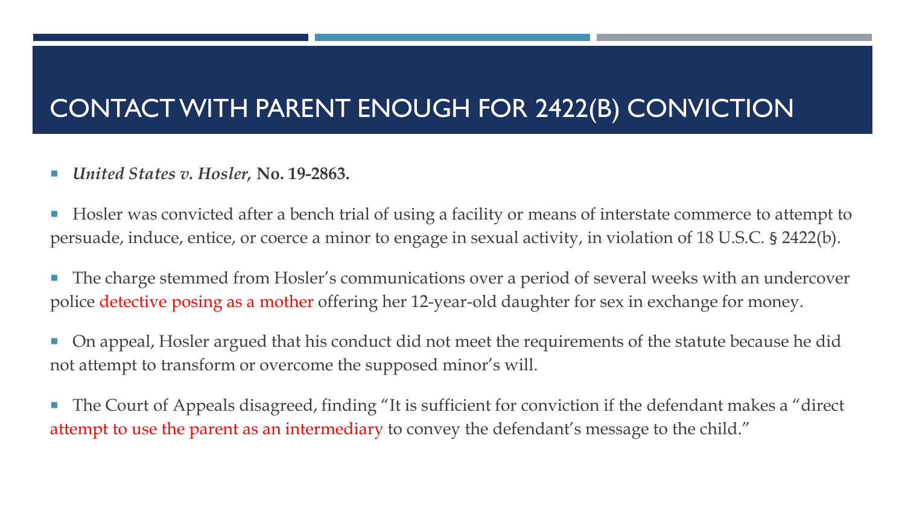# CONTACT WITH PARENT ENOUGH FOR 2422(B) CONVICTION

- ***United States v. Hosler*, No. 19-2863.**

- Hosler was convicted after a bench trial of using a facility or means of interstate commerce to attempt to persuade, induce, entice, or coerce a minor to engage in sexual activity, in violation of 18 U.S.C. § 2422(b).

- The charge stemmed from Hosler's communications over a period of several weeks with an undercover police detective posing as a mother offering her 12-year-old daughter for sex in exchange for money.

- On appeal, Hosler argued that his conduct did not meet the requirements of the statute because he did not attempt to transform or overcome the supposed minor's will.

- The Court of Appeals disagreed, finding "It is sufficient for conviction if the defendant makes a "direct attempt to use the parent as an intermediary to convey the defendant's message to the child."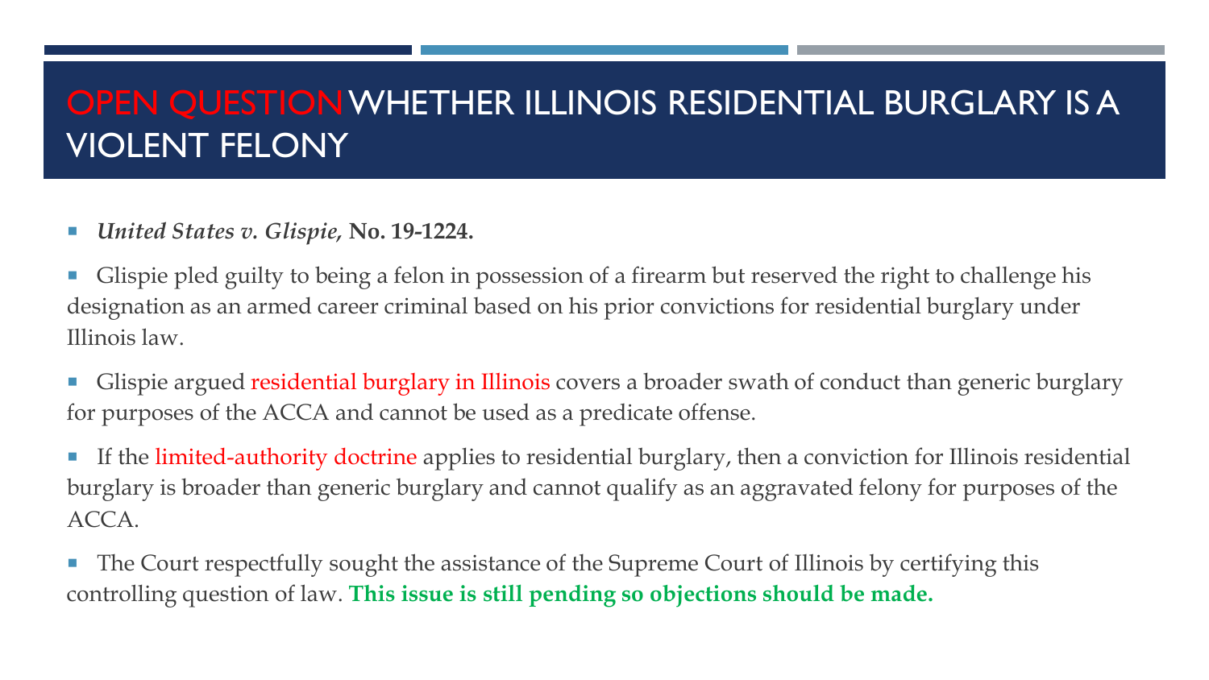# OPEN QUESTION WHETHER ILLINOIS RESIDENTIAL BURGLARY IS A VIOLENT FELONY

- ***United States v. Glispie,* No. 19-1224.**
- Glispie pled guilty to being a felon in possession of a firearm but reserved the right to challenge his designation as an armed career criminal based on his prior convictions for residential burglary under Illinois law.
- Glispie argued residential burglary in Illinois covers a broader swath of conduct than generic burglary for purposes of the ACCA and cannot be used as a predicate offense.
- If the limited-authority doctrine applies to residential burglary, then a conviction for Illinois residential burglary is broader than generic burglary and cannot qualify as an aggravated felony for purposes of the ACCA.
- The Court respectfully sought the assistance of the Supreme Court of Illinois by certifying this controlling question of law. **This issue is still pending so objections should be made.**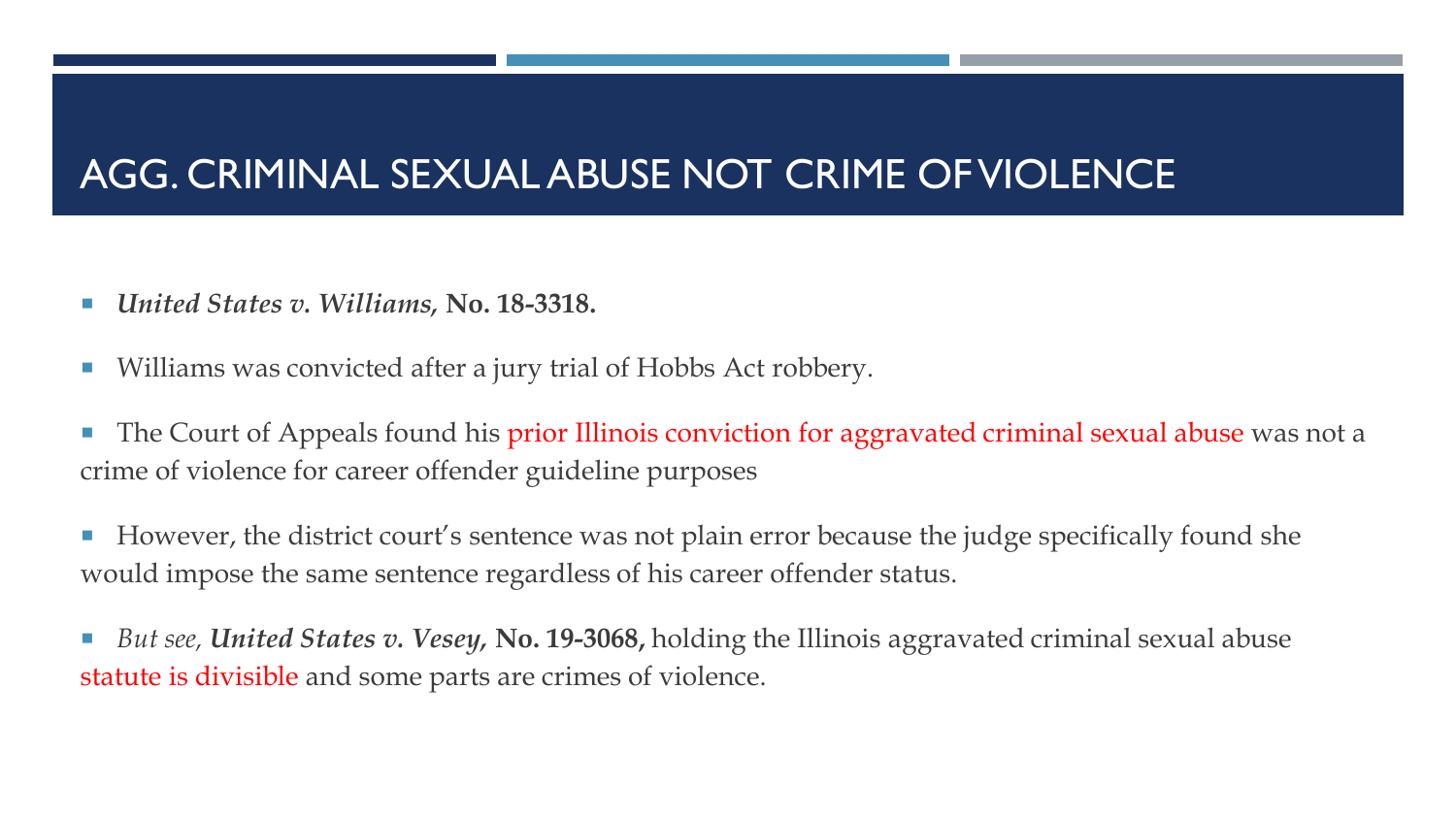# AGG. CRIMINAL SEXUAL ABUSE NOT CRIME OF VIOLENCE

- ***United States v. Williams,* No. 18-3318.**
- Williams was convicted after a jury trial of Hobbs Act robbery.
- The Court of Appeals found his prior Illinois conviction for aggravated criminal sexual abuse was not a crime of violence for career offender guideline purposes
- However, the district court's sentence was not plain error because the judge specifically found she would impose the same sentence regardless of his career offender status.
- *But see,* ***United States v. Vesey,* No. 19-3068,** holding the Illinois aggravated criminal sexual abuse statute is divisible and some parts are crimes of violence.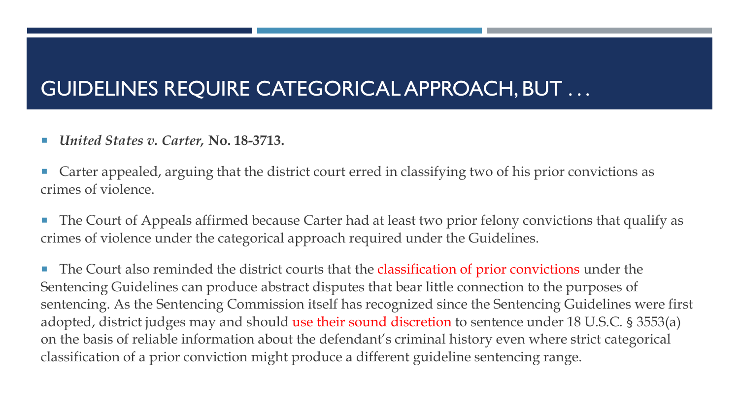# GUIDELINES REQUIRE CATEGORICAL APPROACH, BUT . . .

- ***United States v. Carter,*** **No. 18-3713.**

- Carter appealed, arguing that the district court erred in classifying two of his prior convictions as crimes of violence.

- The Court of Appeals affirmed because Carter had at least two prior felony convictions that qualify as crimes of violence under the categorical approach required under the Guidelines.

- The Court also reminded the district courts that the classification of prior convictions under the Sentencing Guidelines can produce abstract disputes that bear little connection to the purposes of sentencing. As the Sentencing Commission itself has recognized since the Sentencing Guidelines were first adopted, district judges may and should use their sound discretion to sentence under 18 U.S.C. § 3553(a) on the basis of reliable information about the defendant's criminal history even where strict categorical classification of a prior conviction might produce a different guideline sentencing range.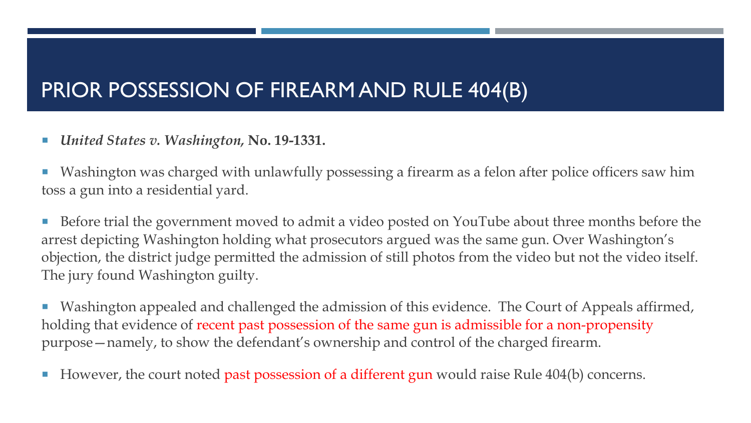# PRIOR POSSESSION OF FIREARM AND RULE 404(B)

- ***United States v. Washington,* No. 19-1331.**
- Washington was charged with unlawfully possessing a firearm as a felon after police officers saw him toss a gun into a residential yard.
- Before trial the government moved to admit a video posted on YouTube about three months before the arrest depicting Washington holding what prosecutors argued was the same gun. Over Washington's objection, the district judge permitted the admission of still photos from the video but not the video itself. The jury found Washington guilty.
- Washington appealed and challenged the admission of this evidence. The Court of Appeals affirmed, holding that evidence of recent past possession of the same gun is admissible for a non-propensity purpose—namely, to show the defendant's ownership and control of the charged firearm.
- However, the court noted past possession of a different gun would raise Rule 404(b) concerns.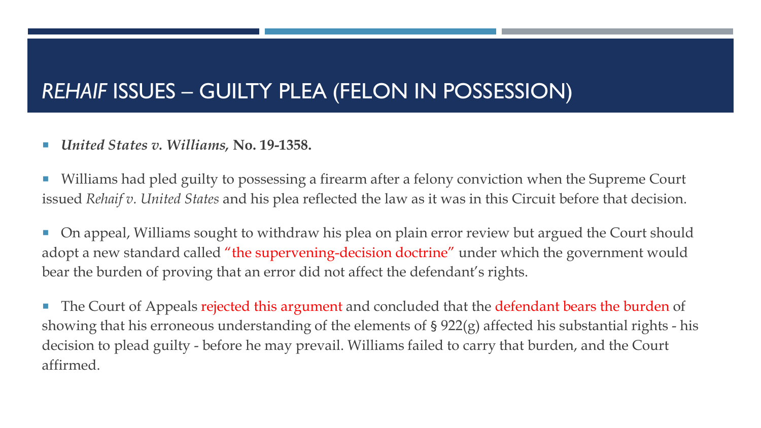# *REHAIF* ISSUES – GUILTY PLEA (FELON IN POSSESSION)

- ***United States v. Williams,* No. 19-1358.**

- Williams had pled guilty to possessing a firearm after a felony conviction when the Supreme Court issued *Rehaif v. United States* and his plea reflected the law as it was in this Circuit before that decision.

- On appeal, Williams sought to withdraw his plea on plain error review but argued the Court should adopt a new standard called "the supervening-decision doctrine" under which the government would bear the burden of proving that an error did not affect the defendant's rights.

- The Court of Appeals rejected this argument and concluded that the defendant bears the burden of showing that his erroneous understanding of the elements of § 922(g) affected his substantial rights - his decision to plead guilty - before he may prevail. Williams failed to carry that burden, and the Court affirmed.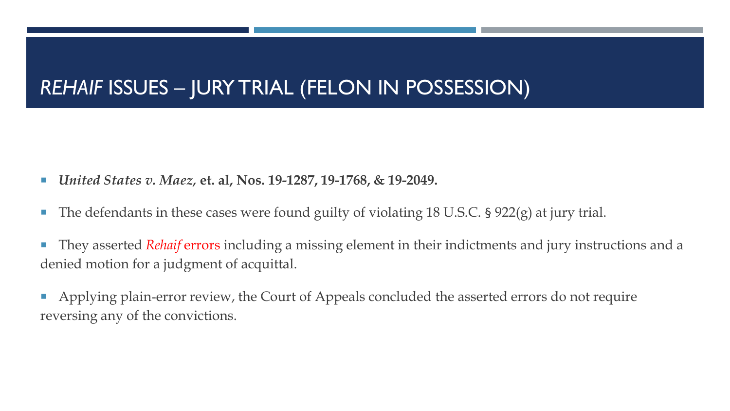# *REHAIF* ISSUES – JURY TRIAL (FELON IN POSSESSION)

- ***United States v. Maez,* et. al, Nos. 19-1287, 19-1768, & 19-2049.**
- The defendants in these cases were found guilty of violating 18 U.S.C. § 922(g) at jury trial.
- They asserted *Rehaif* errors including a missing element in their indictments and jury instructions and a denied motion for a judgment of acquittal.
- Applying plain-error review, the Court of Appeals concluded the asserted errors do not require reversing any of the convictions.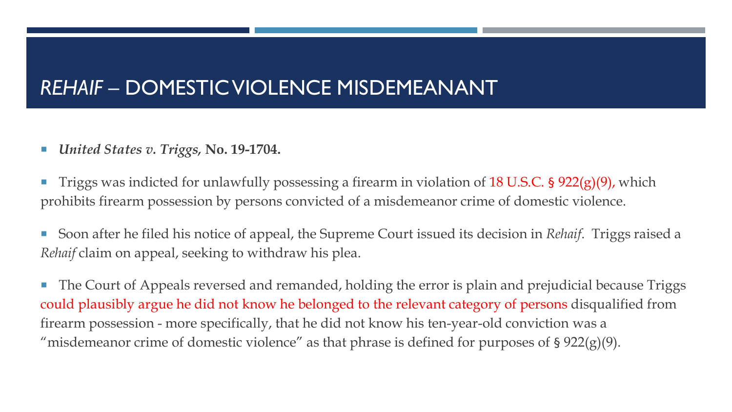# *REHAIF* – DOMESTIC VIOLENCE MISDEMEANANT

- ***United States v. Triggs,* No. 19-1704.**
- Triggs was indicted for unlawfully possessing a firearm in violation of 18 U.S.C. § 922(g)(9), which prohibits firearm possession by persons convicted of a misdemeanor crime of domestic violence.
- Soon after he filed his notice of appeal, the Supreme Court issued its decision in *Rehaif*. Triggs raised a *Rehaif* claim on appeal, seeking to withdraw his plea.
- The Court of Appeals reversed and remanded, holding the error is plain and prejudicial because Triggs could plausibly argue he did not know he belonged to the relevant category of persons disqualified from firearm possession - more specifically, that he did not know his ten-year-old conviction was a "misdemeanor crime of domestic violence" as that phrase is defined for purposes of § 922(g)(9).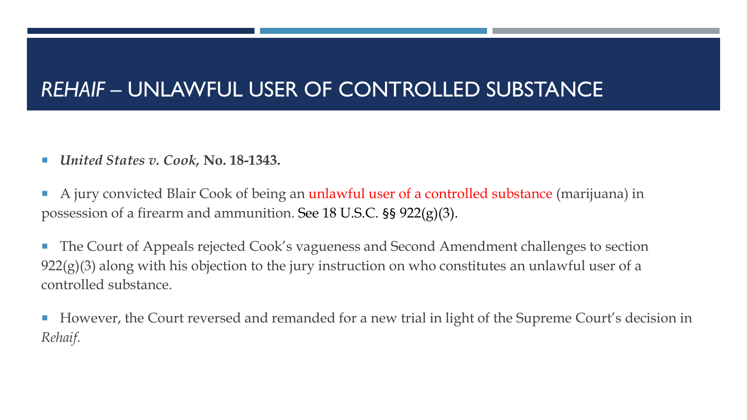# *REHAIF* – UNLAWFUL USER OF CONTROLLED SUBSTANCE

- ***United States v. Cook,* No. 18-1343.**
- A jury convicted Blair Cook of being an unlawful user of a controlled substance (marijuana) in possession of a firearm and ammunition. See 18 U.S.C. §§ 922(g)(3).
- The Court of Appeals rejected Cook's vagueness and Second Amendment challenges to section 922(g)(3) along with his objection to the jury instruction on who constitutes an unlawful user of a controlled substance.
- However, the Court reversed and remanded for a new trial in light of the Supreme Court's decision in *Rehaif*.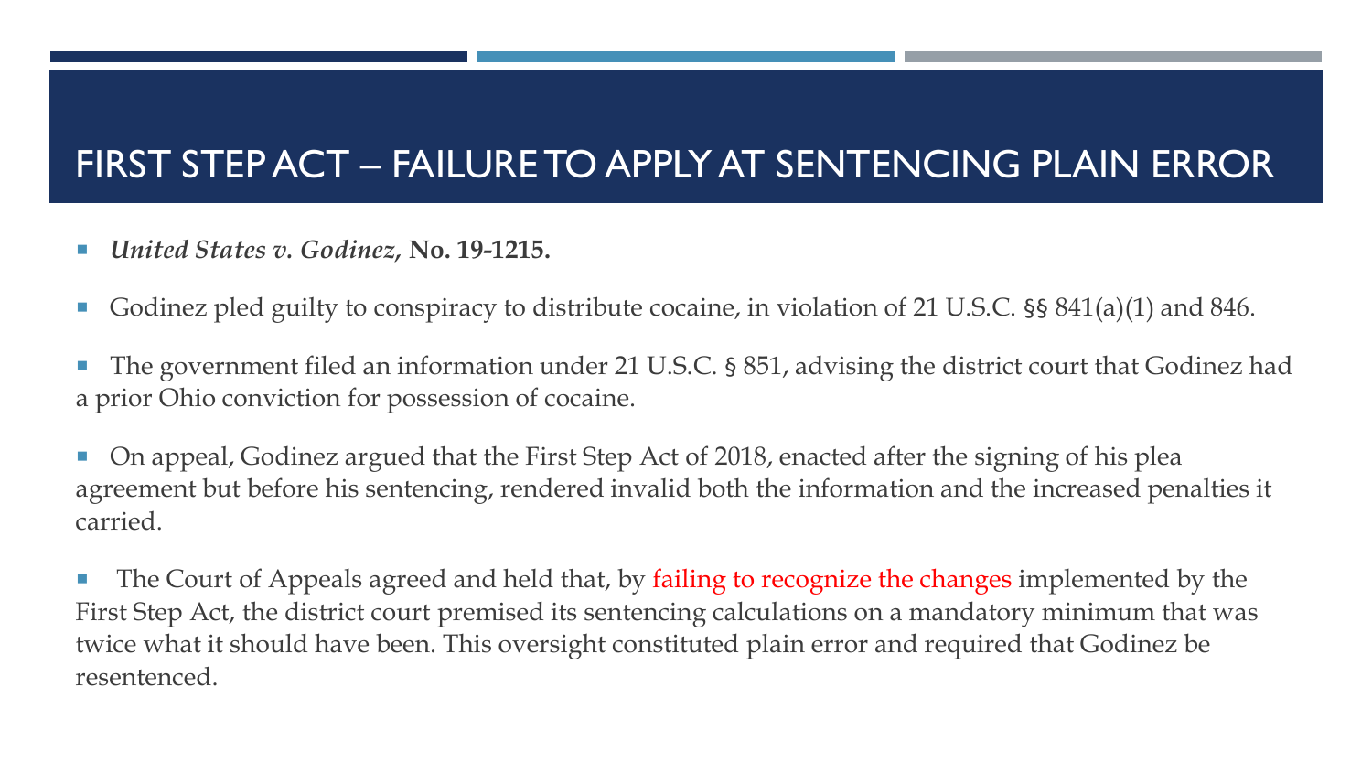# FIRST STEP ACT – FAILURE TO APPLY AT SENTENCING PLAIN ERROR

- ***United States v. Godinez*, No. 19-1215.**
- Godinez pled guilty to conspiracy to distribute cocaine, in violation of 21 U.S.C. §§ 841(a)(1) and 846.
- The government filed an information under 21 U.S.C. § 851, advising the district court that Godinez had a prior Ohio conviction for possession of cocaine.
- On appeal, Godinez argued that the First Step Act of 2018, enacted after the signing of his plea agreement but before his sentencing, rendered invalid both the information and the increased penalties it carried.
- The Court of Appeals agreed and held that, by failing to recognize the changes implemented by the First Step Act, the district court premised its sentencing calculations on a mandatory minimum that was twice what it should have been. This oversight constituted plain error and required that Godinez be resentenced.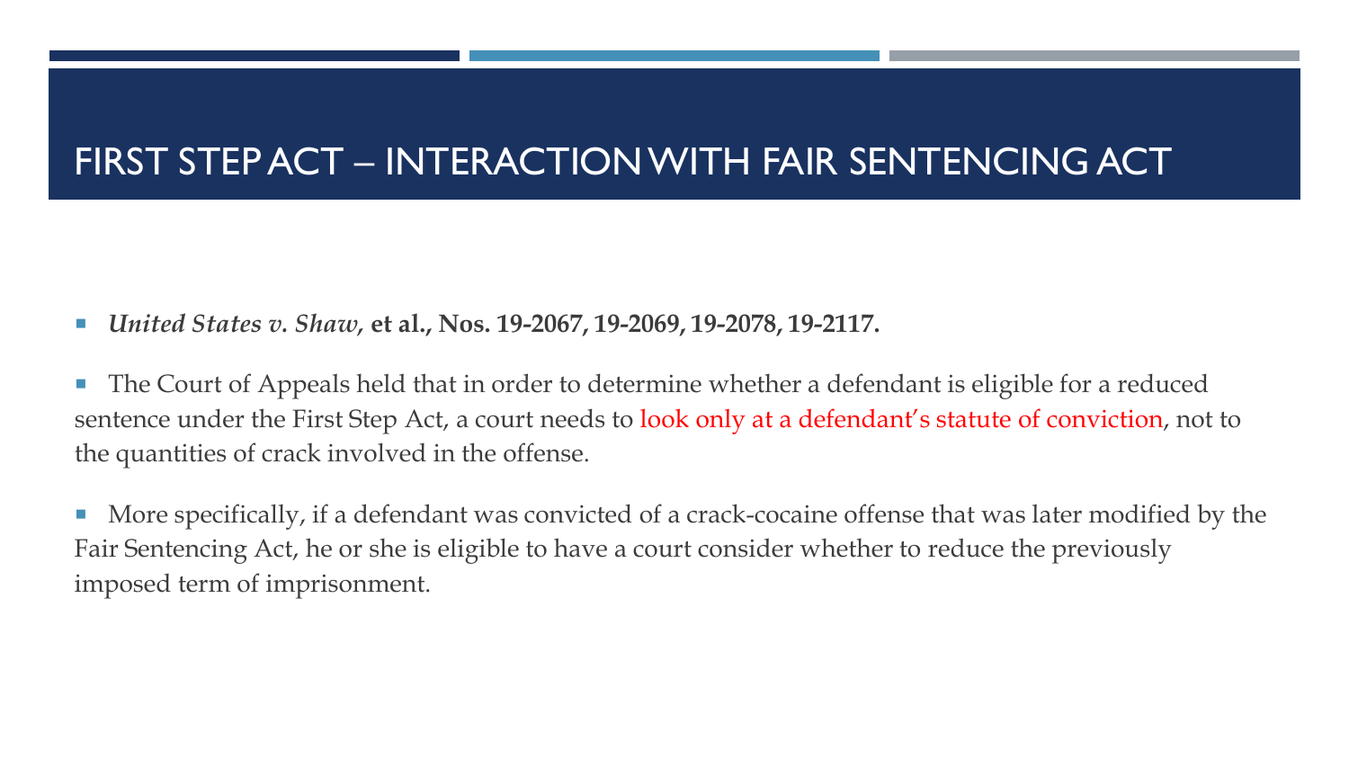# FIRST STEP ACT – INTERACTION WITH FAIR SENTENCING ACT

- ***United States v. Shaw*, et al., Nos. 19-2067, 19-2069, 19-2078, 19-2117.**
- The Court of Appeals held that in order to determine whether a defendant is eligible for a reduced sentence under the First Step Act, a court needs to look only at a defendant's statute of conviction, not to the quantities of crack involved in the offense.
- More specifically, if a defendant was convicted of a crack-cocaine offense that was later modified by the Fair Sentencing Act, he or she is eligible to have a court consider whether to reduce the previously imposed term of imprisonment.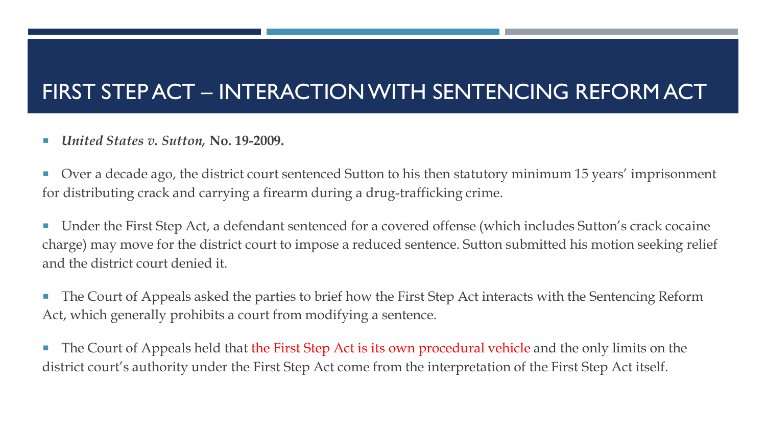# FIRST STEP ACT – INTERACTION WITH SENTENCING REFORM ACT

- ***United States v. Sutton,*** **No. 19-2009.**

- Over a decade ago, the district court sentenced Sutton to his then statutory minimum 15 years' imprisonment for distributing crack and carrying a firearm during a drug-trafficking crime.

- Under the First Step Act, a defendant sentenced for a covered offense (which includes Sutton's crack cocaine charge) may move for the district court to impose a reduced sentence. Sutton submitted his motion seeking relief and the district court denied it.

- The Court of Appeals asked the parties to brief how the First Step Act interacts with the Sentencing Reform Act, which generally prohibits a court from modifying a sentence.

- The Court of Appeals held that the First Step Act is its own procedural vehicle and the only limits on the district court's authority under the First Step Act come from the interpretation of the First Step Act itself.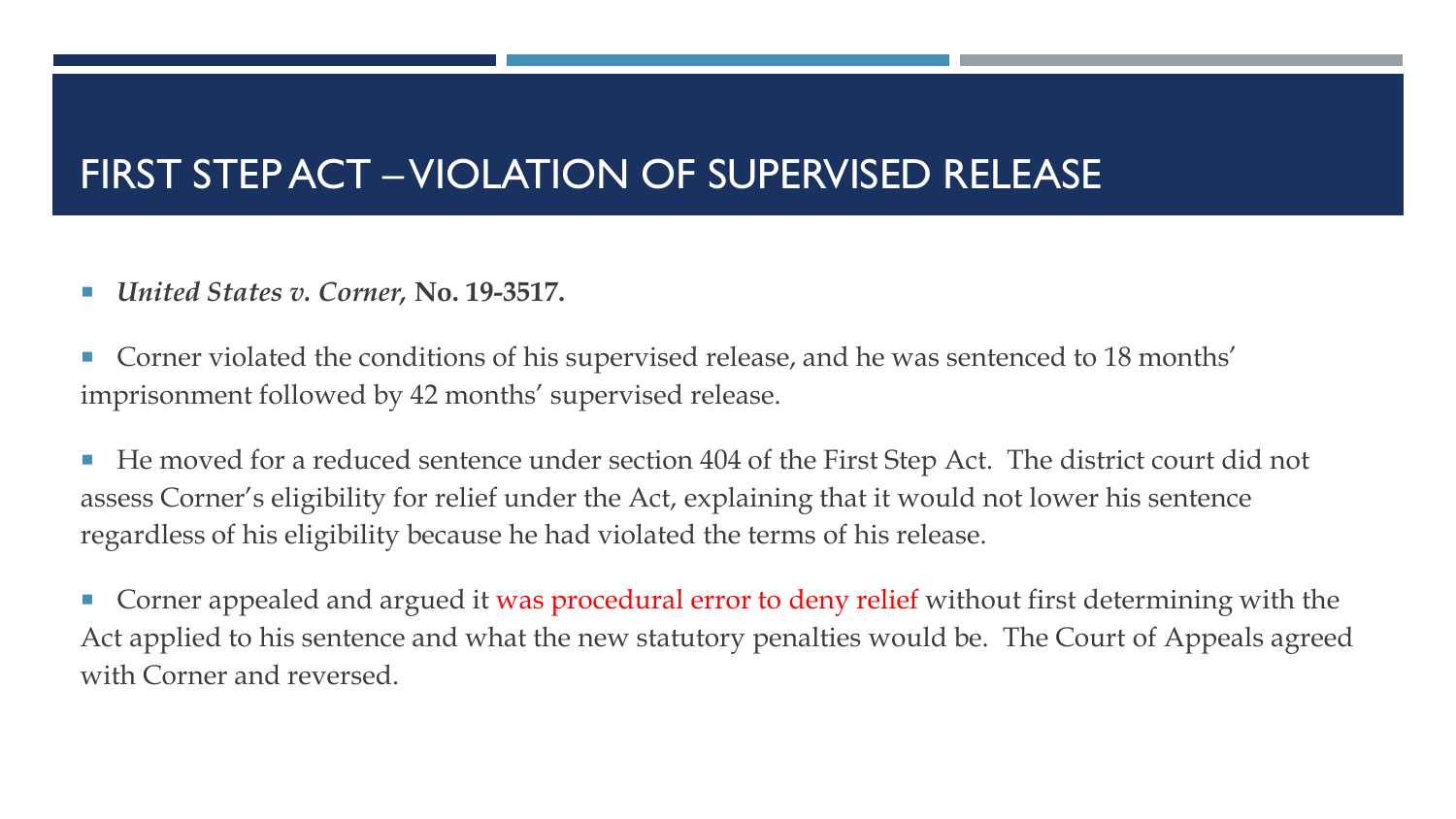# FIRST STEP ACT – VIOLATION OF SUPERVISED RELEASE

- ***United States v. Corner,*** **No. 19-3517.**
- Corner violated the conditions of his supervised release, and he was sentenced to 18 months' imprisonment followed by 42 months' supervised release.
- He moved for a reduced sentence under section 404 of the First Step Act. The district court did not assess Corner's eligibility for relief under the Act, explaining that it would not lower his sentence regardless of his eligibility because he had violated the terms of his release.
- Corner appealed and argued it was procedural error to deny relief without first determining with the Act applied to his sentence and what the new statutory penalties would be. The Court of Appeals agreed with Corner and reversed.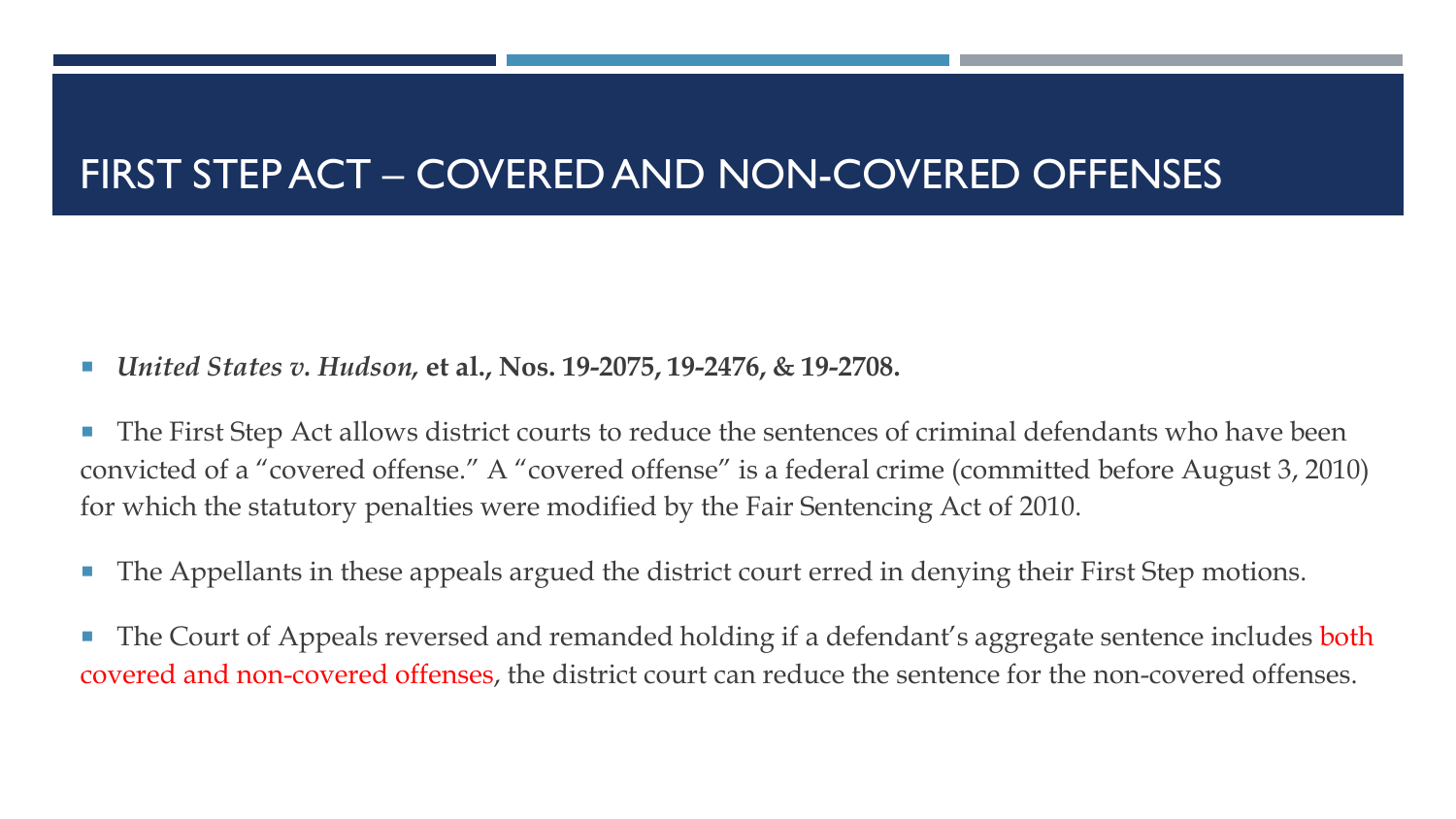# FIRST STEP ACT – COVERED AND NON-COVERED OFFENSES

- ***United States v. Hudson,* et al., Nos. 19-2075, 19-2476, & 19-2708.**

- The First Step Act allows district courts to reduce the sentences of criminal defendants who have been convicted of a "covered offense." A "covered offense" is a federal crime (committed before August 3, 2010) for which the statutory penalties were modified by the Fair Sentencing Act of 2010.

- The Appellants in these appeals argued the district court erred in denying their First Step motions.

- The Court of Appeals reversed and remanded holding if a defendant's aggregate sentence includes both covered and non-covered offenses, the district court can reduce the sentence for the non-covered offenses.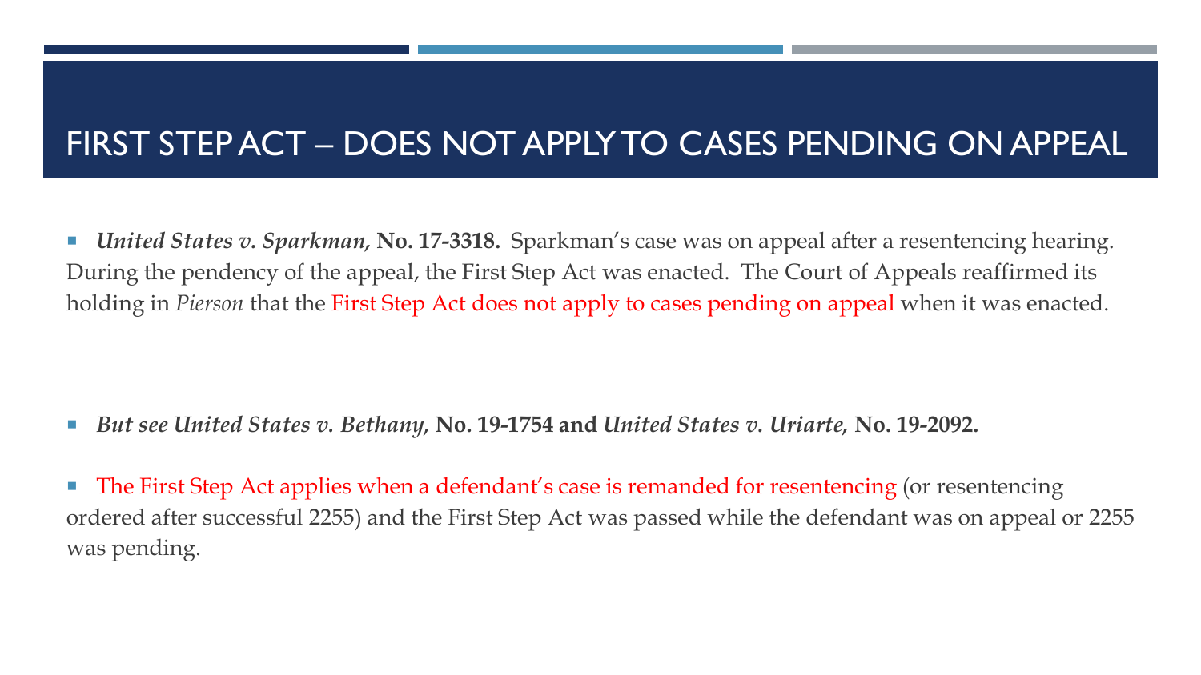# FIRST STEP ACT – DOES NOT APPLY TO CASES PENDING ON APPEAL

- ***United States v. Sparkman,* No. 17-3318.** Sparkman's case was on appeal after a resentencing hearing. During the pendency of the appeal, the First Step Act was enacted. The Court of Appeals reaffirmed its holding in *Pierson* that the First Step Act does not apply to cases pending on appeal when it was enacted.

- ***But see United States v. Bethany,* No. 19-1754 and *United States v. Uriarte,* No. 19-2092.**

- The First Step Act applies when a defendant's case is remanded for resentencing (or resentencing ordered after successful 2255) and the First Step Act was passed while the defendant was on appeal or 2255 was pending.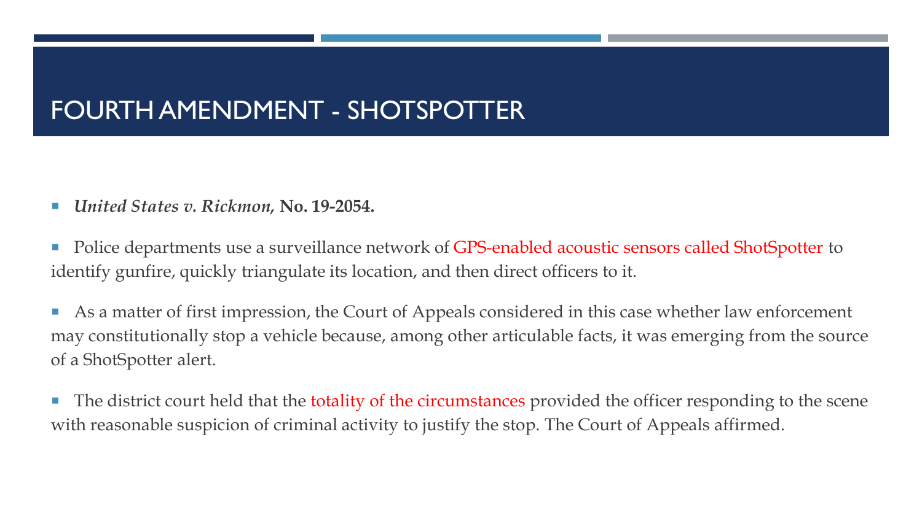# FOURTH AMENDMENT - SHOTSPOTTER

- ***United States v. Rickmon,*** **No. 19-2054.**
- Police departments use a surveillance network of GPS-enabled acoustic sensors called ShotSpotter to identify gunfire, quickly triangulate its location, and then direct officers to it.
- As a matter of first impression, the Court of Appeals considered in this case whether law enforcement may constitutionally stop a vehicle because, among other articulable facts, it was emerging from the source of a ShotSpotter alert.
- The district court held that the totality of the circumstances provided the officer responding to the scene with reasonable suspicion of criminal activity to justify the stop. The Court of Appeals affirmed.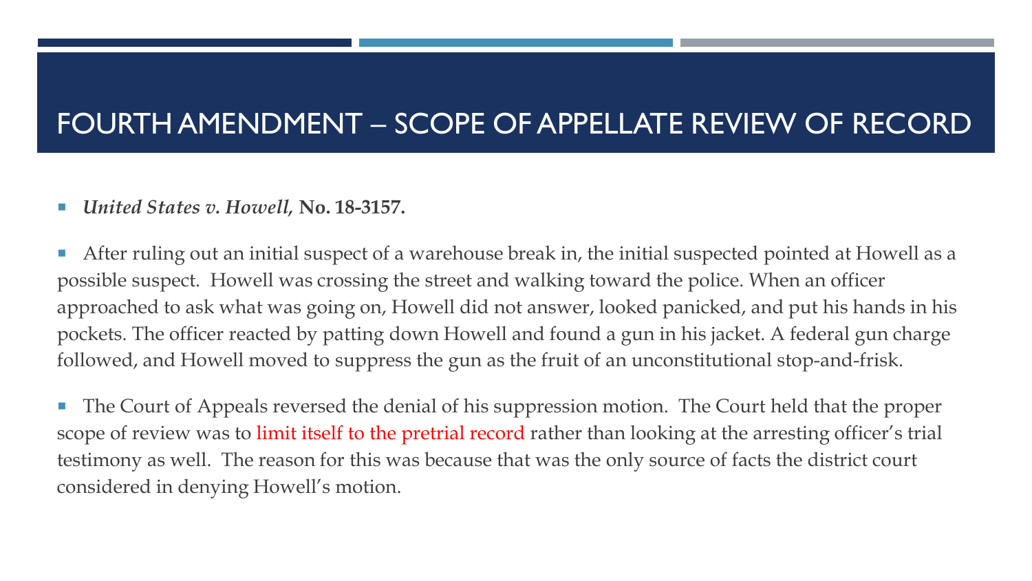# FOURTH AMENDMENT – SCOPE OF APPELLATE REVIEW OF RECORD

- ***United States v. Howell,* No. 18-3157.**

- After ruling out an initial suspect of a warehouse break in, the initial suspected pointed at Howell as a possible suspect. Howell was crossing the street and walking toward the police. When an officer approached to ask what was going on, Howell did not answer, looked panicked, and put his hands in his pockets. The officer reacted by patting down Howell and found a gun in his jacket. A federal gun charge followed, and Howell moved to suppress the gun as the fruit of an unconstitutional stop-and-frisk.

- The Court of Appeals reversed the denial of his suppression motion. The Court held that the proper scope of review was to limit itself to the pretrial record rather than looking at the arresting officer's trial testimony as well. The reason for this was because that was the only source of facts the district court considered in denying Howell's motion.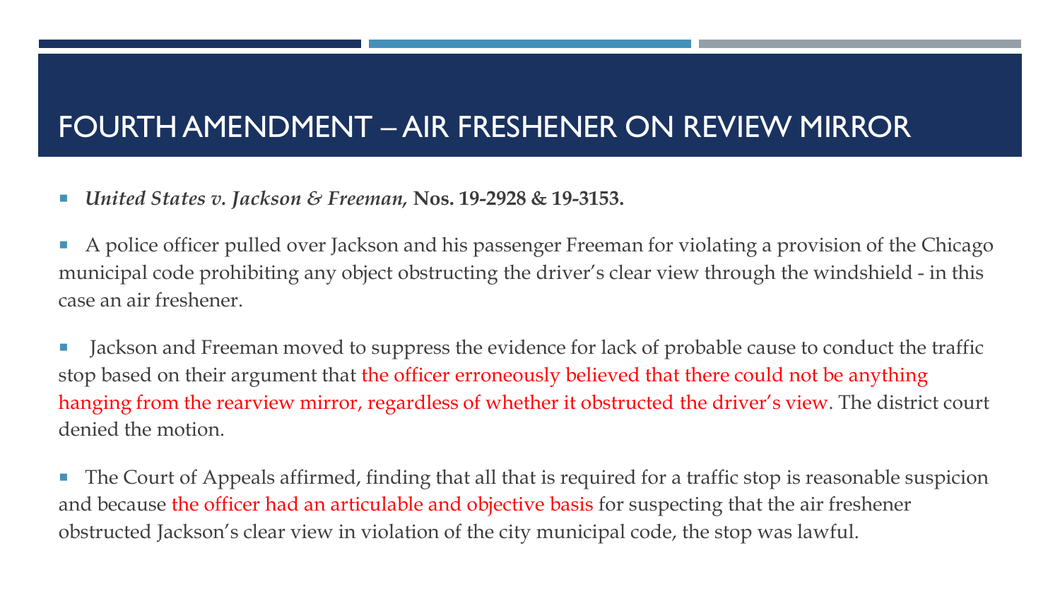# FOURTH AMENDMENT – AIR FRESHENER ON REVIEW MIRROR

- ***United States v. Jackson & Freeman,* Nos. 19-2928 & 19-3153.**

- A police officer pulled over Jackson and his passenger Freeman for violating a provision of the Chicago municipal code prohibiting any object obstructing the driver's clear view through the windshield - in this case an air freshener.

- Jackson and Freeman moved to suppress the evidence for lack of probable cause to conduct the traffic stop based on their argument that the officer erroneously believed that there could not be anything hanging from the rearview mirror, regardless of whether it obstructed the driver's view. The district court denied the motion.

- The Court of Appeals affirmed, finding that all that is required for a traffic stop is reasonable suspicion and because the officer had an articulable and objective basis for suspecting that the air freshener obstructed Jackson's clear view in violation of the city municipal code, the stop was lawful.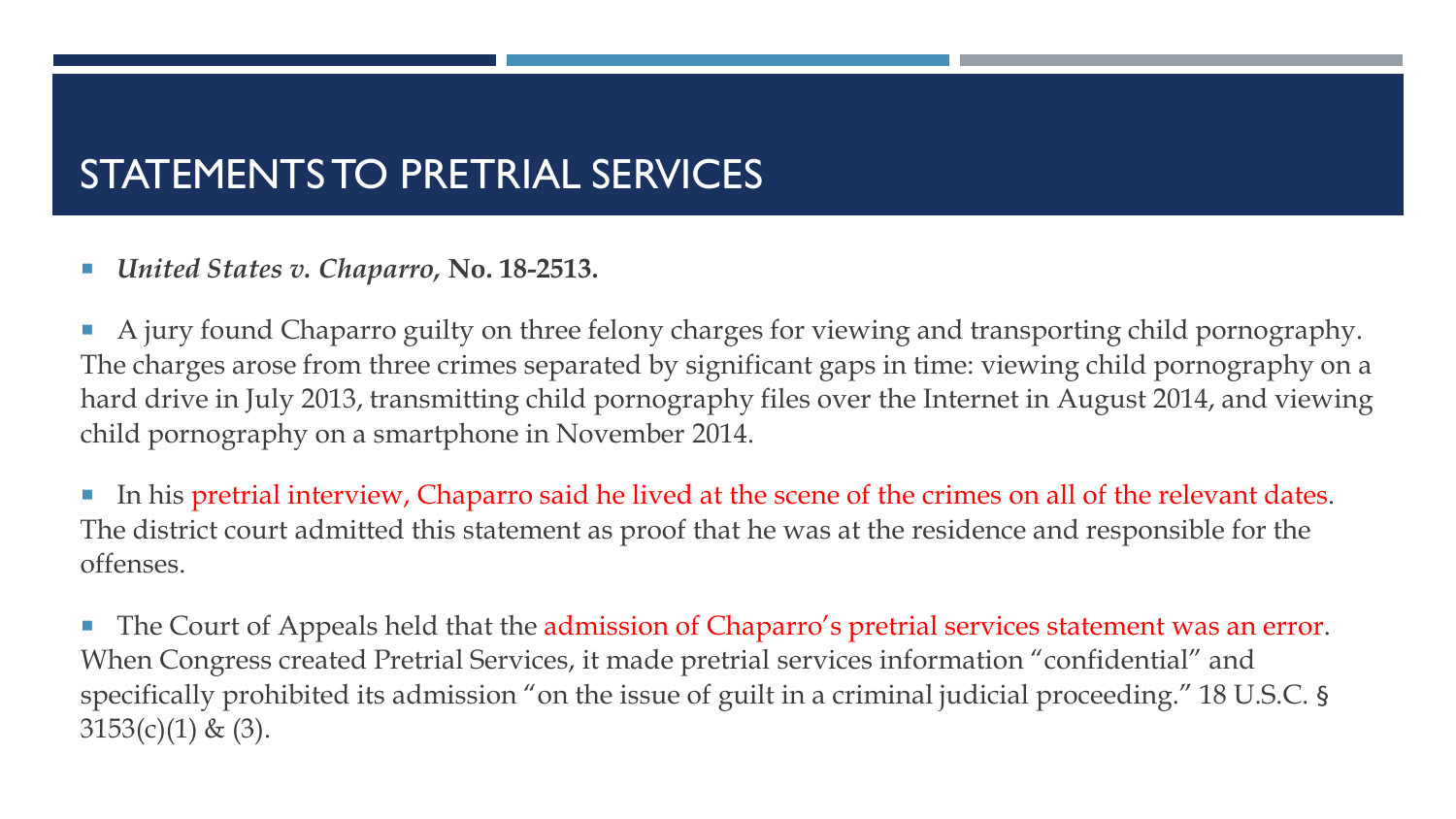# STATEMENTS TO PRETRIAL SERVICES

- ***United States v. Chaparro*, No. 18-2513.**

- A jury found Chaparro guilty on three felony charges for viewing and transporting child pornography. The charges arose from three crimes separated by significant gaps in time: viewing child pornography on a hard drive in July 2013, transmitting child pornography files over the Internet in August 2014, and viewing child pornography on a smartphone in November 2014.

- In his pretrial interview, Chaparro said he lived at the scene of the crimes on all of the relevant dates. The district court admitted this statement as proof that he was at the residence and responsible for the offenses.

- The Court of Appeals held that the admission of Chaparro's pretrial services statement was an error. When Congress created Pretrial Services, it made pretrial services information "confidential" and specifically prohibited its admission "on the issue of guilt in a criminal judicial proceeding." 18 U.S.C. § 3153(c)(1) & (3).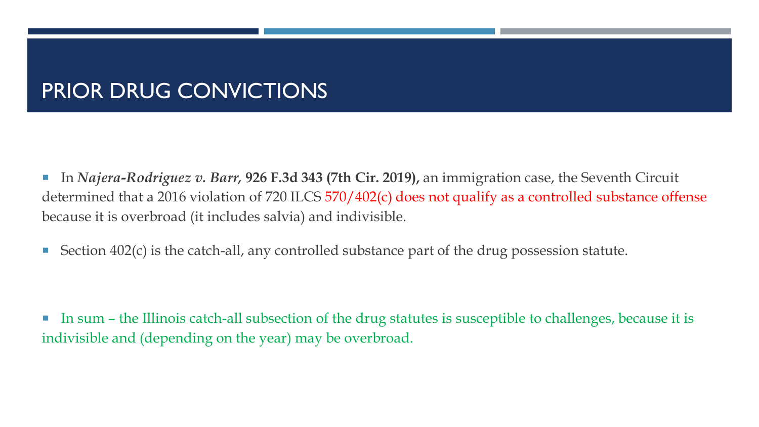# PRIOR DRUG CONVICTIONS

- In ***Najera-Rodriguez v. Barr*, 926 F.3d 343 (7th Cir. 2019),** an immigration case, the Seventh Circuit determined that a 2016 violation of 720 ILCS 570/402(c) does not qualify as a controlled substance offense because it is overbroad (it includes salvia) and indivisible.
- Section 402(c) is the catch-all, any controlled substance part of the drug possession statute.

- In sum – the Illinois catch-all subsection of the drug statutes is susceptible to challenges, because it is indivisible and (depending on the year) may be overbroad.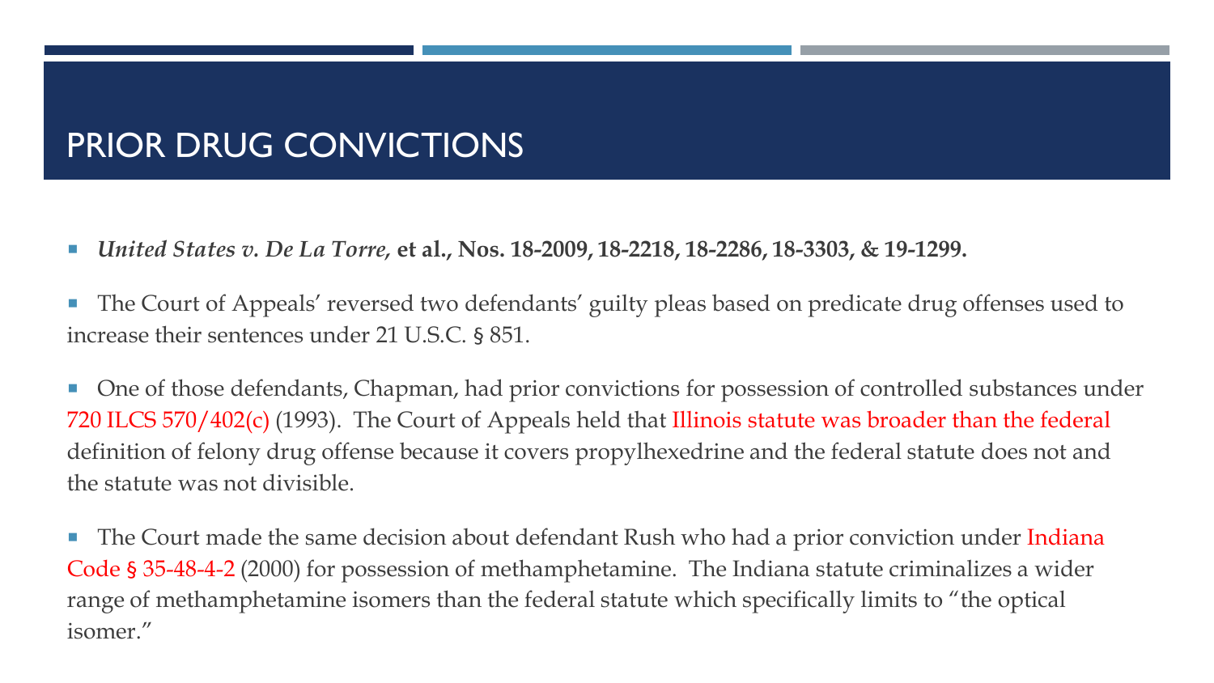# PRIOR DRUG CONVICTIONS

- ***United States v. De La Torre,* et al., Nos. 18-2009, 18-2218, 18-2286, 18-3303, & 19-1299.**

- The Court of Appeals' reversed two defendants' guilty pleas based on predicate drug offenses used to increase their sentences under 21 U.S.C. § 851.

- One of those defendants, Chapman, had prior convictions for possession of controlled substances under 720 ILCS 570/402(c) (1993). The Court of Appeals held that Illinois statute was broader than the federal definition of felony drug offense because it covers propylhexedrine and the federal statute does not and the statute was not divisible.

- The Court made the same decision about defendant Rush who had a prior conviction under Indiana Code § 35-48-4-2 (2000) for possession of methamphetamine. The Indiana statute criminalizes a wider range of methamphetamine isomers than the federal statute which specifically limits to "the optical isomer."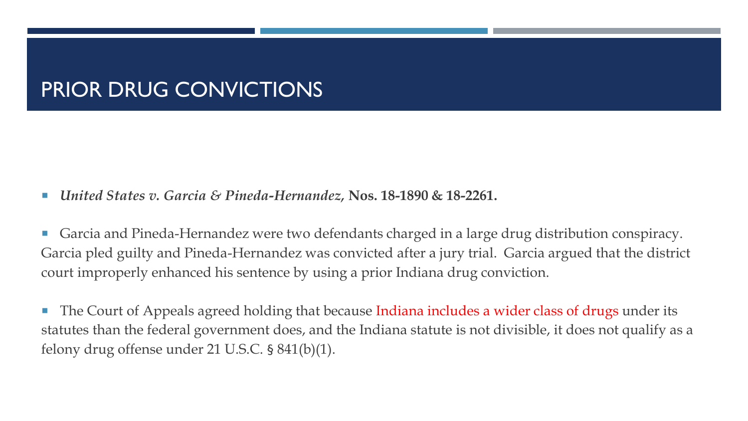# PRIOR DRUG CONVICTIONS

- ***United States v. Garcia & Pineda-Hernandez*, Nos. 18-1890 & 18-2261.**

- Garcia and Pineda-Hernandez were two defendants charged in a large drug distribution conspiracy. Garcia pled guilty and Pineda-Hernandez was convicted after a jury trial. Garcia argued that the district court improperly enhanced his sentence by using a prior Indiana drug conviction.

- The Court of Appeals agreed holding that because Indiana includes a wider class of drugs under its statutes than the federal government does, and the Indiana statute is not divisible, it does not qualify as a felony drug offense under 21 U.S.C. § 841(b)(1).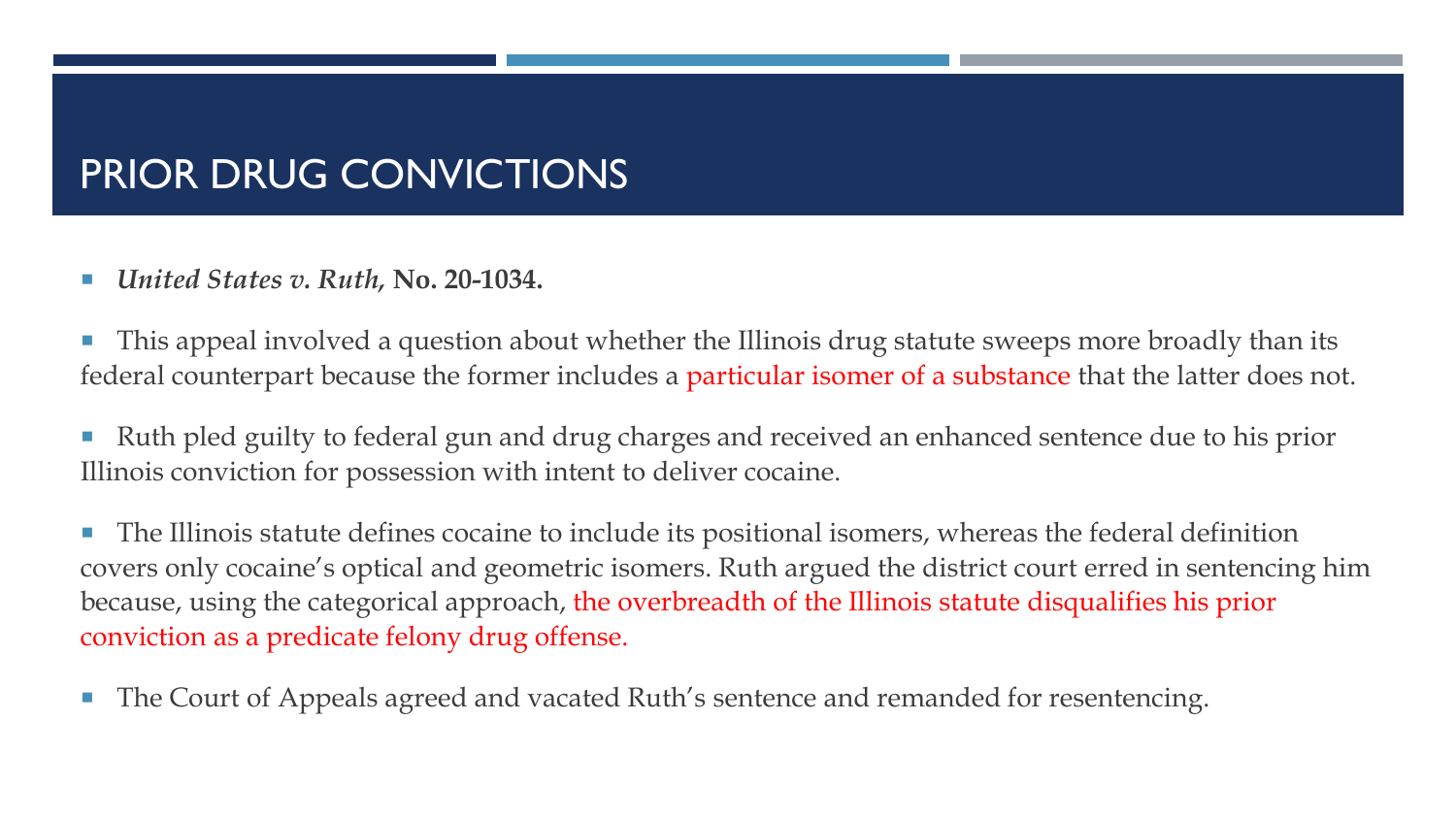# PRIOR DRUG CONVICTIONS

- ***United States v. Ruth,* No. 20-1034.**

- This appeal involved a question about whether the Illinois drug statute sweeps more broadly than its federal counterpart because the former includes a particular isomer of a substance that the latter does not.

- Ruth pled guilty to federal gun and drug charges and received an enhanced sentence due to his prior Illinois conviction for possession with intent to deliver cocaine.

- The Illinois statute defines cocaine to include its positional isomers, whereas the federal definition covers only cocaine's optical and geometric isomers. Ruth argued the district court erred in sentencing him because, using the categorical approach, the overbreadth of the Illinois statute disqualifies his prior conviction as a predicate felony drug offense.

- The Court of Appeals agreed and vacated Ruth's sentence and remanded for resentencing.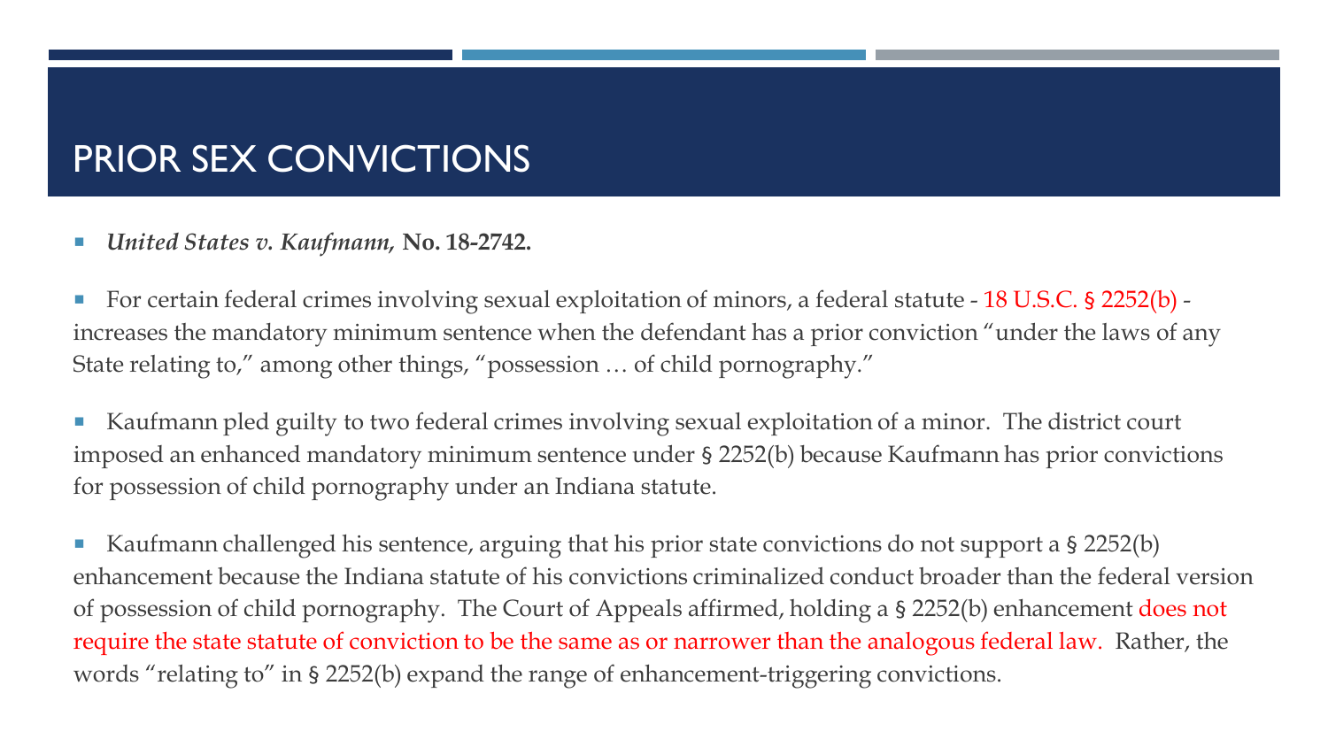# PRIOR SEX CONVICTIONS

- ***United States v. Kaufmann,* No. 18-2742.**

- For certain federal crimes involving sexual exploitation of minors, a federal statute - 18 U.S.C. § 2252(b) - increases the mandatory minimum sentence when the defendant has a prior conviction "under the laws of any State relating to," among other things, "possession … of child pornography."

- Kaufmann pled guilty to two federal crimes involving sexual exploitation of a minor. The district court imposed an enhanced mandatory minimum sentence under § 2252(b) because Kaufmann has prior convictions for possession of child pornography under an Indiana statute.

- Kaufmann challenged his sentence, arguing that his prior state convictions do not support a § 2252(b) enhancement because the Indiana statute of his convictions criminalized conduct broader than the federal version of possession of child pornography. The Court of Appeals affirmed, holding a § 2252(b) enhancement does not require the state statute of conviction to be the same as or narrower than the analogous federal law. Rather, the words "relating to" in § 2252(b) expand the range of enhancement-triggering convictions.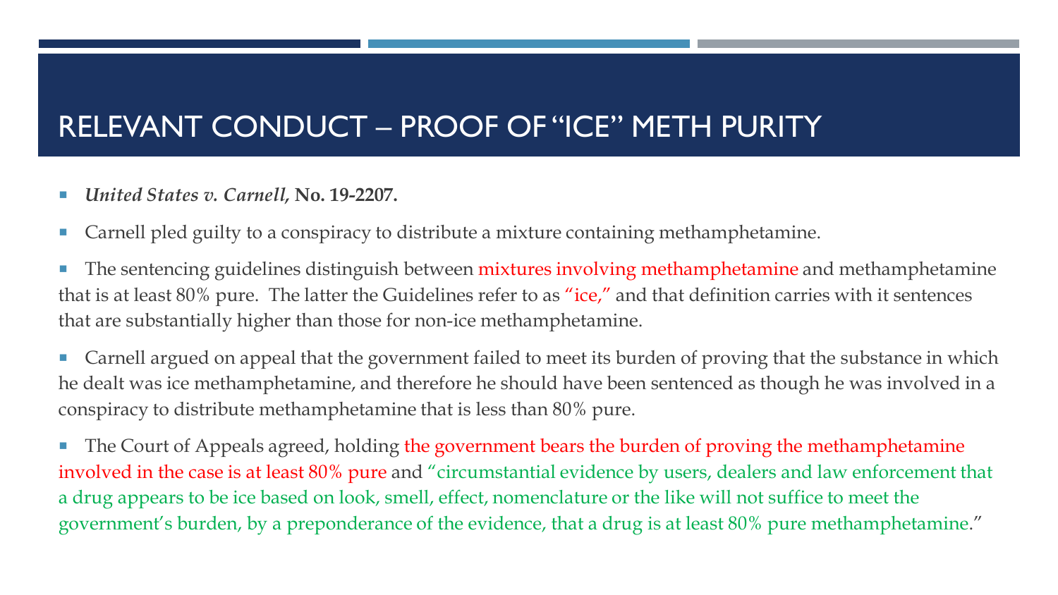# RELEVANT CONDUCT – PROOF OF "ICE" METH PURITY

- ***United States v. Carnell,* No. 19-2207.**
- Carnell pled guilty to a conspiracy to distribute a mixture containing methamphetamine.
- The sentencing guidelines distinguish between mixtures involving methamphetamine and methamphetamine that is at least 80% pure. The latter the Guidelines refer to as "ice," and that definition carries with it sentences that are substantially higher than those for non-ice methamphetamine.
- Carnell argued on appeal that the government failed to meet its burden of proving that the substance in which he dealt was ice methamphetamine, and therefore he should have been sentenced as though he was involved in a conspiracy to distribute methamphetamine that is less than 80% pure.
- The Court of Appeals agreed, holding the government bears the burden of proving the methamphetamine involved in the case is at least 80% pure and "circumstantial evidence by users, dealers and law enforcement that a drug appears to be ice based on look, smell, effect, nomenclature or the like will not suffice to meet the government's burden, by a preponderance of the evidence, that a drug is at least 80% pure methamphetamine."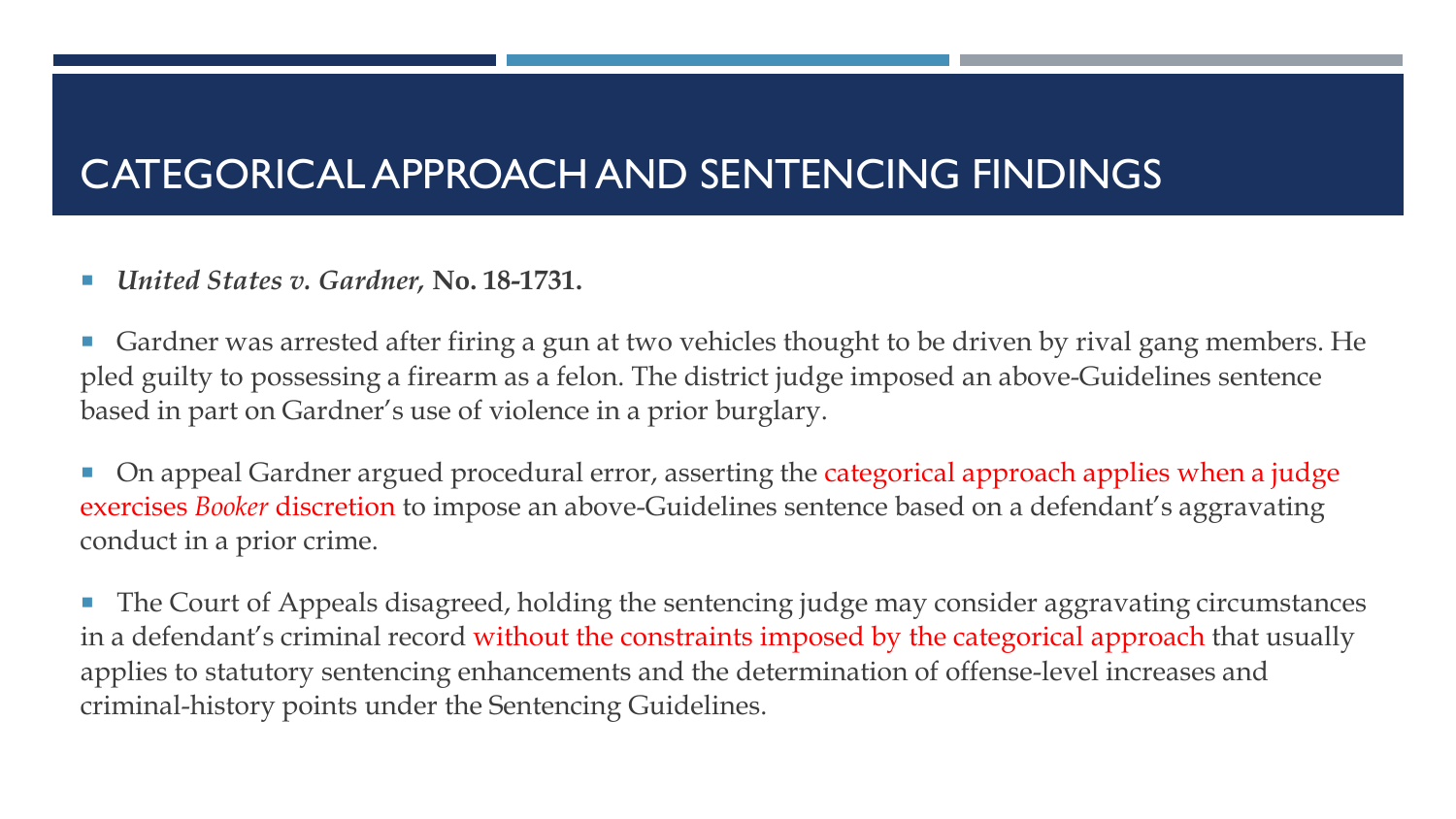# CATEGORICAL APPROACH AND SENTENCING FINDINGS

- ***United States v. Gardner,* No. 18-1731.**

- Gardner was arrested after firing a gun at two vehicles thought to be driven by rival gang members. He pled guilty to possessing a firearm as a felon. The district judge imposed an above-Guidelines sentence based in part on Gardner's use of violence in a prior burglary.

- On appeal Gardner argued procedural error, asserting the categorical approach applies when a judge exercises *Booker* discretion to impose an above-Guidelines sentence based on a defendant's aggravating conduct in a prior crime.

- The Court of Appeals disagreed, holding the sentencing judge may consider aggravating circumstances in a defendant's criminal record without the constraints imposed by the categorical approach that usually applies to statutory sentencing enhancements and the determination of offense-level increases and criminal-history points under the Sentencing Guidelines.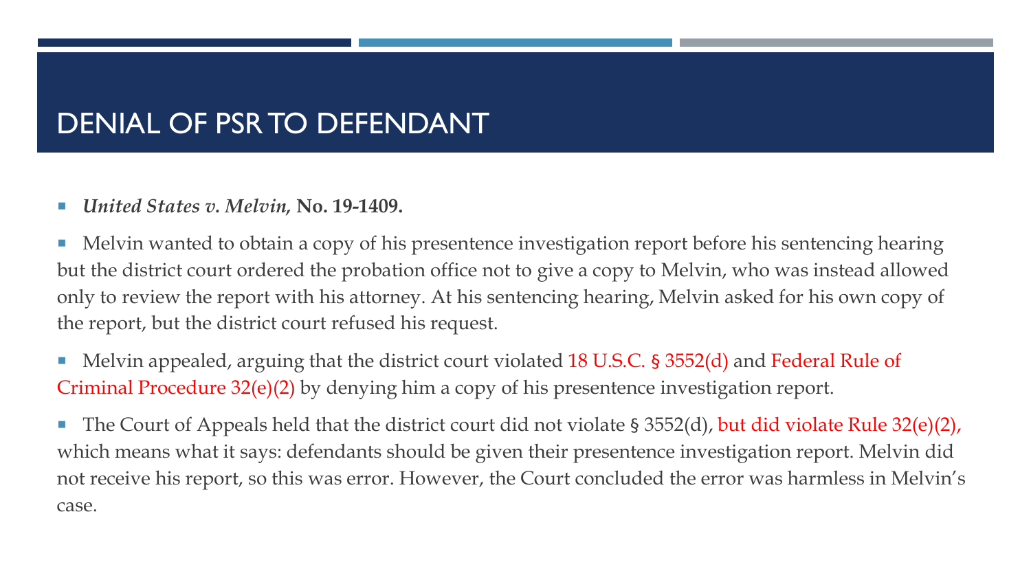# DENIAL OF PSR TO DEFENDANT

- ***United States v. Melvin,* No. 19-1409.**
- Melvin wanted to obtain a copy of his presentence investigation report before his sentencing hearing but the district court ordered the probation office not to give a copy to Melvin, who was instead allowed only to review the report with his attorney. At his sentencing hearing, Melvin asked for his own copy of the report, but the district court refused his request.
- Melvin appealed, arguing that the district court violated 18 U.S.C. § 3552(d) and Federal Rule of Criminal Procedure 32(e)(2) by denying him a copy of his presentence investigation report.
- The Court of Appeals held that the district court did not violate § 3552(d), but did violate Rule 32(e)(2), which means what it says: defendants should be given their presentence investigation report. Melvin did not receive his report, so this was error. However, the Court concluded the error was harmless in Melvin's case.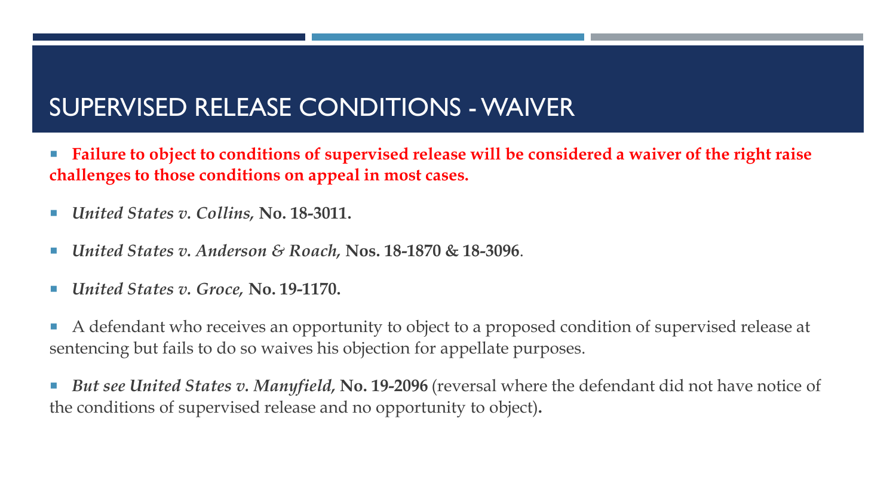# SUPERVISED RELEASE CONDITIONS - WAIVER

- **Failure to object to conditions of supervised release will be considered a waiver of the right raise challenges to those conditions on appeal in most cases.**

- ***United States v. Collins,* No. 18-3011.**

- ***United States v. Anderson & Roach,* Nos. 18-1870 & 18-3096**.

- ***United States v. Groce,* No. 19-1170.**

- A defendant who receives an opportunity to object to a proposed condition of supervised release at sentencing but fails to do so waives his objection for appellate purposes.

- ***But see United States v. Manyfield,* No. 19-2096** (reversal where the defendant did not have notice of the conditions of supervised release and no opportunity to object)**.**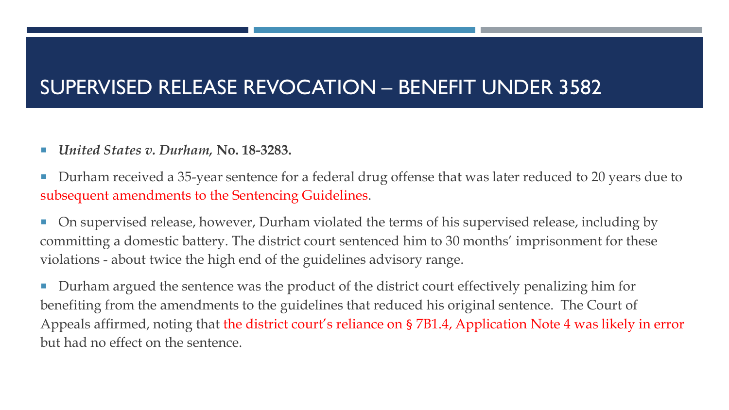# SUPERVISED RELEASE REVOCATION – BENEFIT UNDER 3582

- ***United States v. Durham,* No. 18-3283.**
- Durham received a 35-year sentence for a federal drug offense that was later reduced to 20 years due to subsequent amendments to the Sentencing Guidelines.
- On supervised release, however, Durham violated the terms of his supervised release, including by committing a domestic battery. The district court sentenced him to 30 months' imprisonment for these violations - about twice the high end of the guidelines advisory range.
- Durham argued the sentence was the product of the district court effectively penalizing him for benefiting from the amendments to the guidelines that reduced his original sentence. The Court of Appeals affirmed, noting that the district court's reliance on § 7B1.4, Application Note 4 was likely in error but had no effect on the sentence.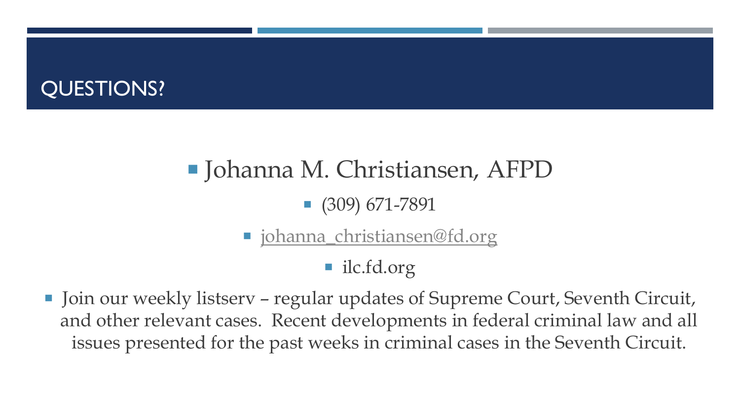# QUESTIONS?

- Johanna M. Christiansen, AFPD
  - (309) 671-7891
  - johanna_christiansen@fd.org
  - ilc.fd.org
- Join our weekly listserv – regular updates of Supreme Court, Seventh Circuit, and other relevant cases. Recent developments in federal criminal law and all issues presented for the past weeks in criminal cases in the Seventh Circuit.